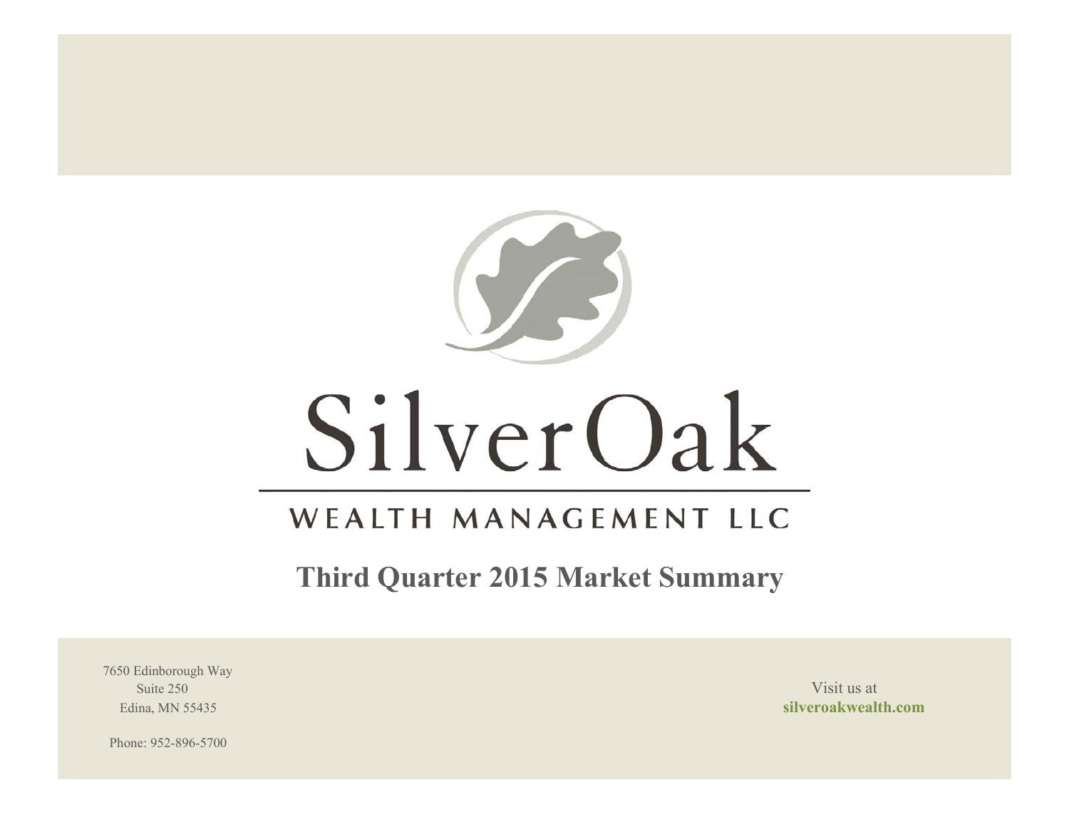# SilverOak

## WEALTH MANAGEMENT LLC

## Third Quarter 2015 Market Summary

7650 Edinborough Way
Suite 250
Edina, MN 55435

Phone: 952-896-5700

Visit us at
**silveroakwealth.com**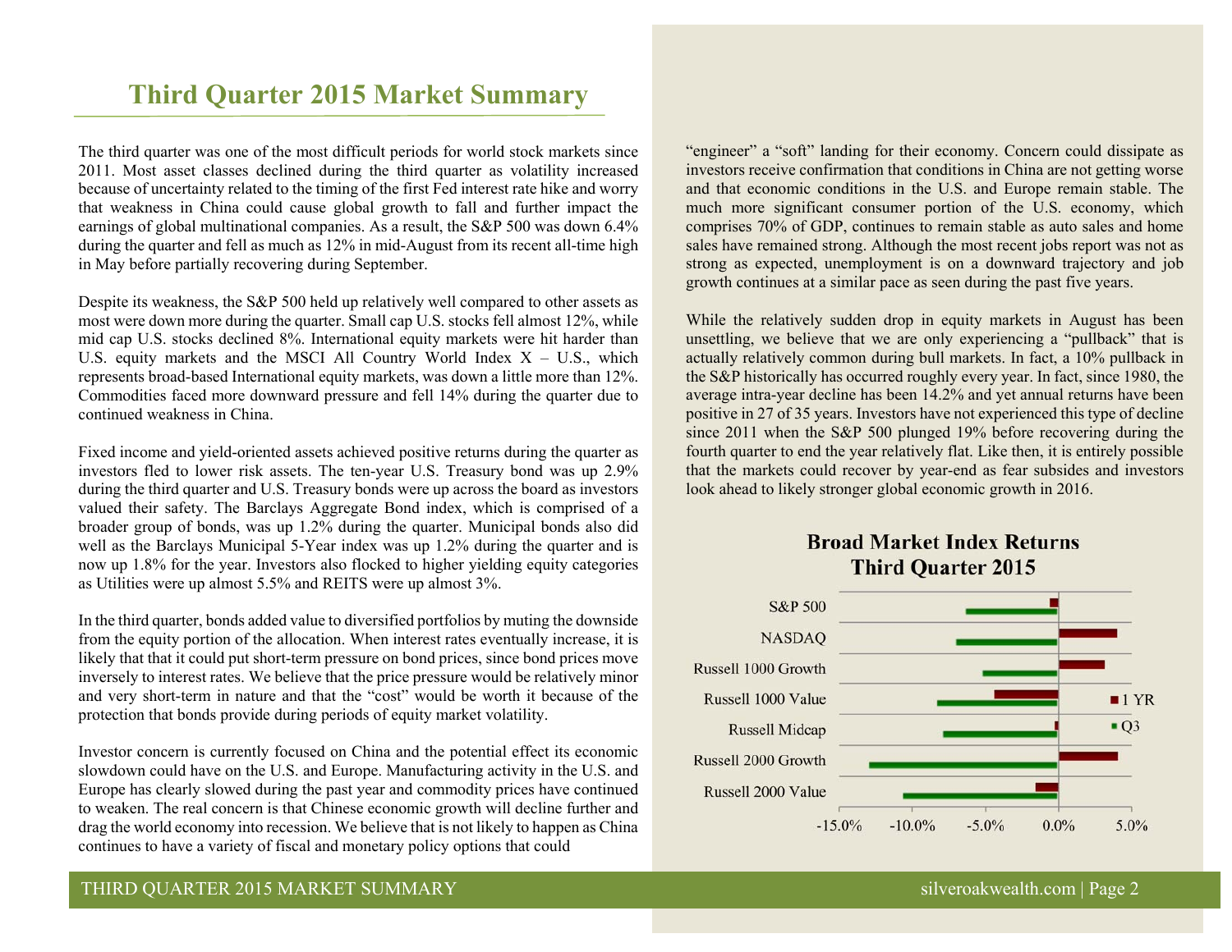# Third Quarter 2015 Market Summary

The third quarter was one of the most difficult periods for world stock markets since 2011. Most asset classes declined during the third quarter as volatility increased because of uncertainty related to the timing of the first Fed interest rate hike and worry that weakness in China could cause global growth to fall and further impact the earnings of global multinational companies. As a result, the S&P 500 was down 6.4% during the quarter and fell as much as 12% in mid-August from its recent all-time high in May before partially recovering during September.

Despite its weakness, the S&P 500 held up relatively well compared to other assets as most were down more during the quarter. Small cap U.S. stocks fell almost 12%, while mid cap U.S. stocks declined 8%. International equity markets were hit harder than U.S. equity markets and the MSCI All Country World Index X – U.S., which represents broad-based International equity markets, was down a little more than 12%. Commodities faced more downward pressure and fell 14% during the quarter due to continued weakness in China.

Fixed income and yield-oriented assets achieved positive returns during the quarter as investors fled to lower risk assets. The ten-year U.S. Treasury bond was up 2.9% during the third quarter and U.S. Treasury bonds were up across the board as investors valued their safety. The Barclays Aggregate Bond index, which is comprised of a broader group of bonds, was up 1.2% during the quarter. Municipal bonds also did well as the Barclays Municipal 5-Year index was up 1.2% during the quarter and is now up 1.8% for the year. Investors also flocked to higher yielding equity categories as Utilities were up almost 5.5% and REITS were up almost 3%.

In the third quarter, bonds added value to diversified portfolios by muting the downside from the equity portion of the allocation. When interest rates eventually increase, it is likely that that it could put short-term pressure on bond prices, since bond prices move inversely to interest rates. We believe that the price pressure would be relatively minor and very short-term in nature and that the "cost" would be worth it because of the protection that bonds provide during periods of equity market volatility.

Investor concern is currently focused on China and the potential effect its economic slowdown could have on the U.S. and Europe. Manufacturing activity in the U.S. and Europe has clearly slowed during the past year and commodity prices have continued to weaken. The real concern is that Chinese economic growth will decline further and drag the world economy into recession. We believe that is not likely to happen as China continues to have a variety of fiscal and monetary policy options that could "engineer" a "soft" landing for their economy. Concern could dissipate as investors receive confirmation that conditions in China are not getting worse and that economic conditions in the U.S. and Europe remain stable. The much more significant consumer portion of the U.S. economy, which comprises 70% of GDP, continues to remain stable as auto sales and home sales have remained strong. Although the most recent jobs report was not as strong as expected, unemployment is on a downward trajectory and job growth continues at a similar pace as seen during the past five years.

While the relatively sudden drop in equity markets in August has been unsettling, we believe that we are only experiencing a "pullback" that is actually relatively common during bull markets. In fact, a 10% pullback in the S&P historically has occurred roughly every year. In fact, since 1980, the average intra-year decline has been 14.2% and yet annual returns have been positive in 27 of 35 years. Investors have not experienced this type of decline since 2011 when the S&P 500 plunged 19% before recovering during the fourth quarter to end the year relatively flat. Like then, it is entirely possible that the markets could recover by year-end as fear subsides and investors look ahead to likely stronger global economic growth in 2016.

**Broad Market Index Returns Third Quarter 2015**

| Index | 1 YR | Q3 |
|---|---|---|
| S&P 500 | | |
| NASDAQ | | |
| Russell 1000 Growth | | |
| Russell 1000 Value | | |
| Russell Midcap | | |
| Russell 2000 Growth | | |
| Russell 2000 Value | | |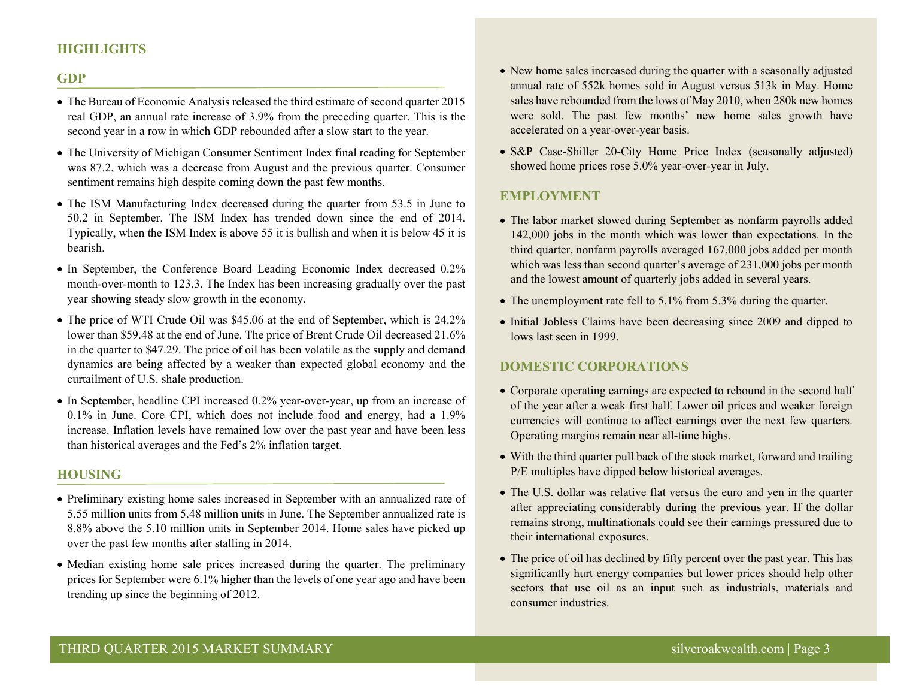# HIGHLIGHTS

## GDP

- The Bureau of Economic Analysis released the third estimate of second quarter 2015 real GDP, an annual rate increase of 3.9% from the preceding quarter. This is the second year in a row in which GDP rebounded after a slow start to the year.
- The University of Michigan Consumer Sentiment Index final reading for September was 87.2, which was a decrease from August and the previous quarter. Consumer sentiment remains high despite coming down the past few months.
- The ISM Manufacturing Index decreased during the quarter from 53.5 in June to 50.2 in September. The ISM Index has trended down since the end of 2014. Typically, when the ISM Index is above 55 it is bullish and when it is below 45 it is bearish.
- In September, the Conference Board Leading Economic Index decreased 0.2% month-over-month to 123.3. The Index has been increasing gradually over the past year showing steady slow growth in the economy.
- The price of WTI Crude Oil was $45.06 at the end of September, which is 24.2% lower than $59.48 at the end of June. The price of Brent Crude Oil decreased 21.6% in the quarter to $47.29. The price of oil has been volatile as the supply and demand dynamics are being affected by a weaker than expected global economy and the curtailment of U.S. shale production.
- In September, headline CPI increased 0.2% year-over-year, up from an increase of 0.1% in June. Core CPI, which does not include food and energy, had a 1.9% increase. Inflation levels have remained low over the past year and have been less than historical averages and the Fed's 2% inflation target.

## HOUSING

- Preliminary existing home sales increased in September with an annualized rate of 5.55 million units from 5.48 million units in June. The September annualized rate is 8.8% above the 5.10 million units in September 2014. Home sales have picked up over the past few months after stalling in 2014.
- Median existing home sale prices increased during the quarter. The preliminary prices for September were 6.1% higher than the levels of one year ago and have been trending up since the beginning of 2012.
- New home sales increased during the quarter with a seasonally adjusted annual rate of 552k homes sold in August versus 513k in May. Home sales have rebounded from the lows of May 2010, when 280k new homes were sold. The past few months' new home sales growth have accelerated on a year-over-year basis.
- S&P Case-Shiller 20-City Home Price Index (seasonally adjusted) showed home prices rose 5.0% year-over-year in July.

## EMPLOYMENT

- The labor market slowed during September as nonfarm payrolls added 142,000 jobs in the month which was lower than expectations. In the third quarter, nonfarm payrolls averaged 167,000 jobs added per month which was less than second quarter's average of 231,000 jobs per month and the lowest amount of quarterly jobs added in several years.
- The unemployment rate fell to 5.1% from 5.3% during the quarter.
- Initial Jobless Claims have been decreasing since 2009 and dipped to lows last seen in 1999.

## DOMESTIC CORPORATIONS

- Corporate operating earnings are expected to rebound in the second half of the year after a weak first half. Lower oil prices and weaker foreign currencies will continue to affect earnings over the next few quarters. Operating margins remain near all-time highs.
- With the third quarter pull back of the stock market, forward and trailing P/E multiples have dipped below historical averages.
- The U.S. dollar was relative flat versus the euro and yen in the quarter after appreciating considerably during the previous year. If the dollar remains strong, multinationals could see their earnings pressured due to their international exposures.
- The price of oil has declined by fifty percent over the past year. This has significantly hurt energy companies but lower prices should help other sectors that use oil as an input such as industrials, materials and consumer industries.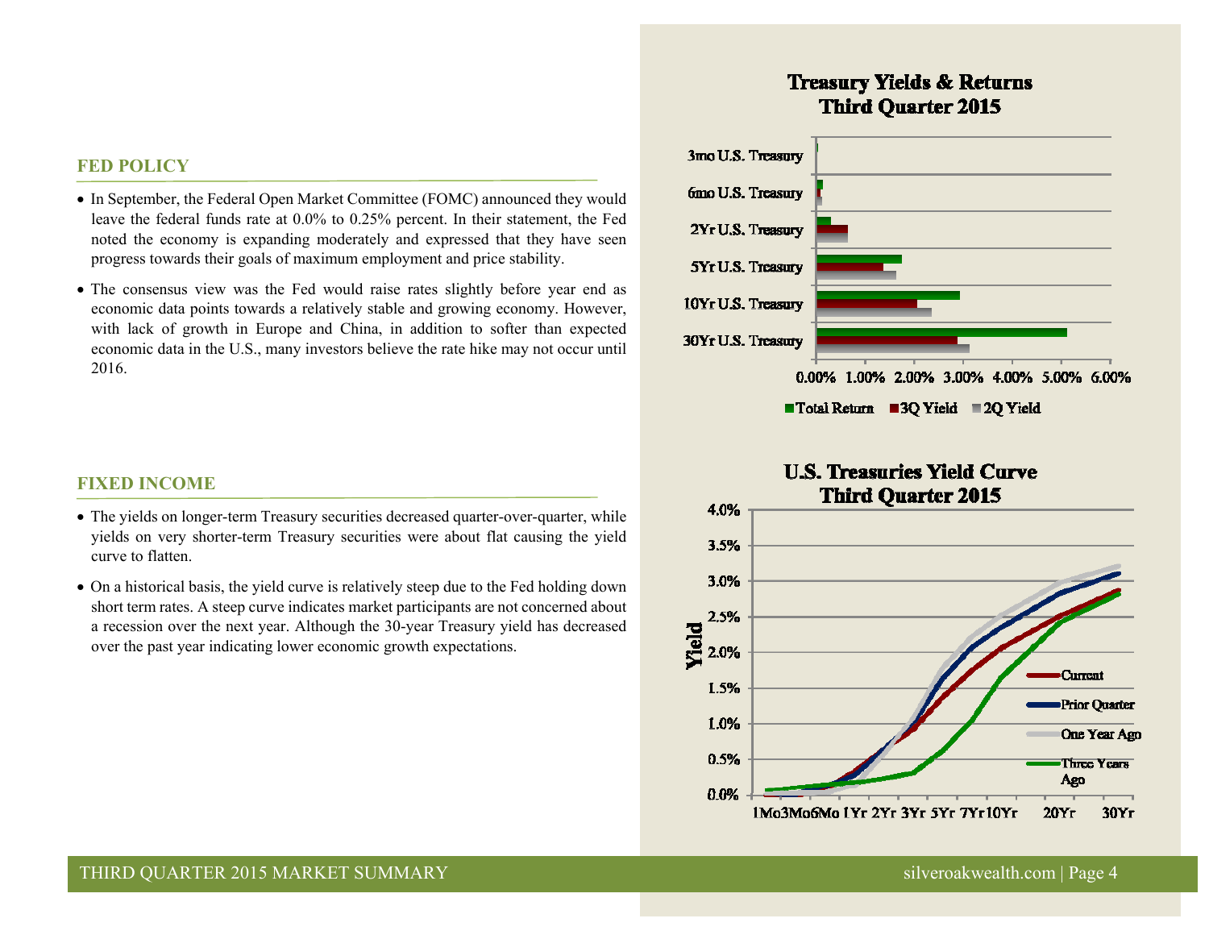## FED POLICY

- In September, the Federal Open Market Committee (FOMC) announced they would leave the federal funds rate at 0.0% to 0.25% percent. In their statement, the Fed noted the economy is expanding moderately and expressed that they have seen progress towards their goals of maximum employment and price stability.
- The consensus view was the Fed would raise rates slightly before year end as economic data points towards a relatively stable and growing economy. However, with lack of growth in Europe and China, in addition to softer than expected economic data in the U.S., many investors believe the rate hike may not occur until 2016.

## FIXED INCOME

- The yields on longer-term Treasury securities decreased quarter-over-quarter, while yields on very shorter-term Treasury securities were about flat causing the yield curve to flatten.
- On a historical basis, the yield curve is relatively steep due to the Fed holding down short term rates. A steep curve indicates market participants are not concerned about a recession over the next year. Although the 30-year Treasury yield has decreased over the past year indicating lower economic growth expectations.

**Treasury Yields & Returns Third Quarter 2015**

**U.S. Treasuries Yield Curve Third Quarter 2015**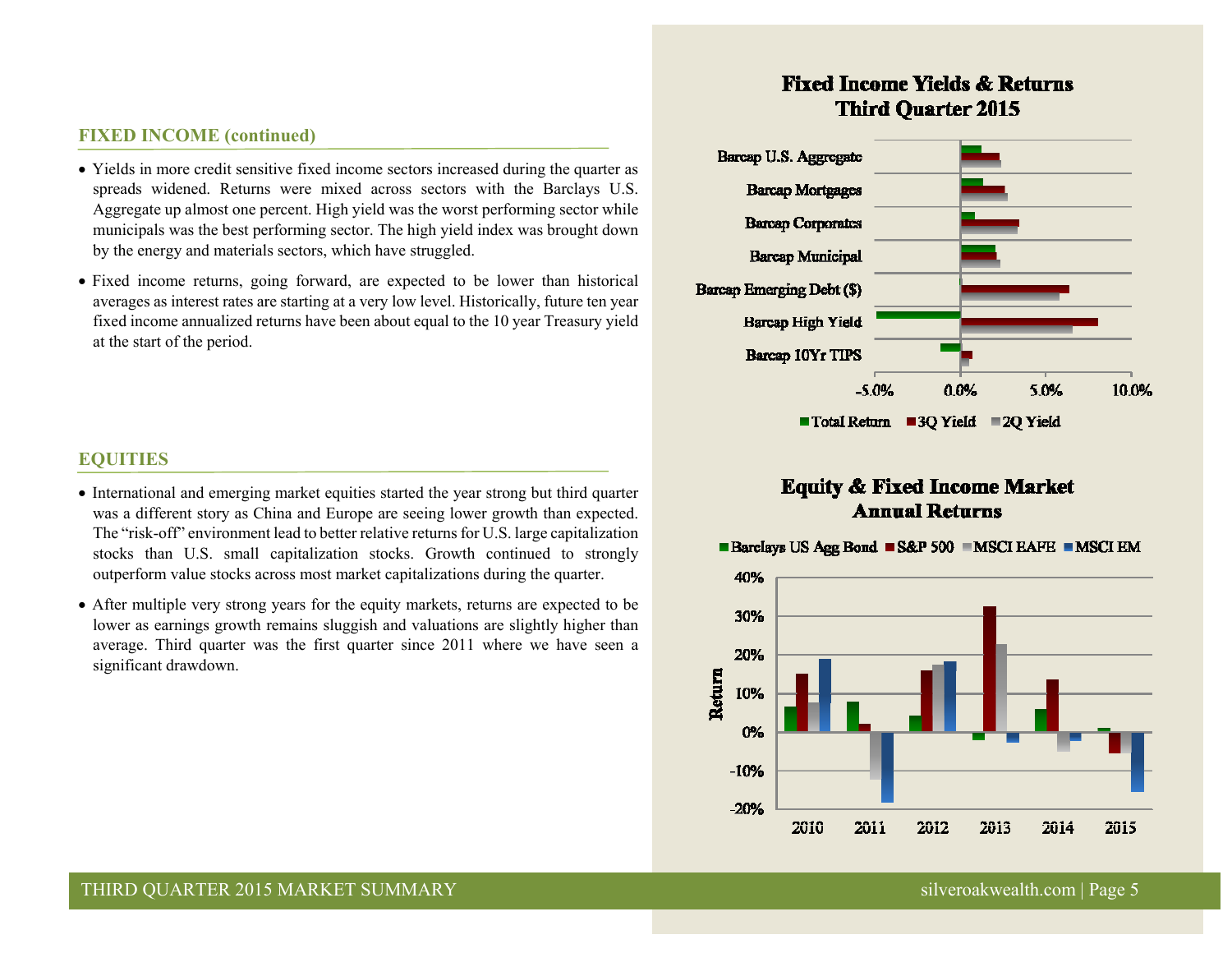## FIXED INCOME (continued)

- Yields in more credit sensitive fixed income sectors increased during the quarter as spreads widened. Returns were mixed across sectors with the Barclays U.S. Aggregate up almost one percent. High yield was the worst performing sector while municipals was the best performing sector. The high yield index was brought down by the energy and materials sectors, which have struggled.
- Fixed income returns, going forward, are expected to be lower than historical averages as interest rates are starting at a very low level. Historically, future ten year fixed income annualized returns have been about equal to the 10 year Treasury yield at the start of the period.

## EQUITIES

- International and emerging market equities started the year strong but third quarter was a different story as China and Europe are seeing lower growth than expected. The "risk-off" environment lead to better relative returns for U.S. large capitalization stocks than U.S. small capitalization stocks. Growth continued to strongly outperform value stocks across most market capitalizations during the quarter.
- After multiple very strong years for the equity markets, returns are expected to be lower as earnings growth remains sluggish and valuations are slightly higher than average. Third quarter was the first quarter since 2011 where we have seen a significant drawdown.

**Fixed Income Yields & Returns**
**Third Quarter 2015**

Barcap U.S. Aggregate; Barcap Mortgages; Barcap Corporates; Barcap Municipal; Barcap Emerging Debt ($); Barcap High Yield; Barcap 10Yr TIPS

-5.0% | 0.0% | 5.0% | 10.0%

Total Return | 3Q Yield | 2Q Yield

**Equity & Fixed Income Market**
**Annual Returns**

Barclays US Agg Bond | S&P 500 | MSCI EAFE | MSCI EM

Return: 40% | 30% | 20% | 10% | 0% | -10% | -20%

2010 | 2011 | 2012 | 2013 | 2014 | 2015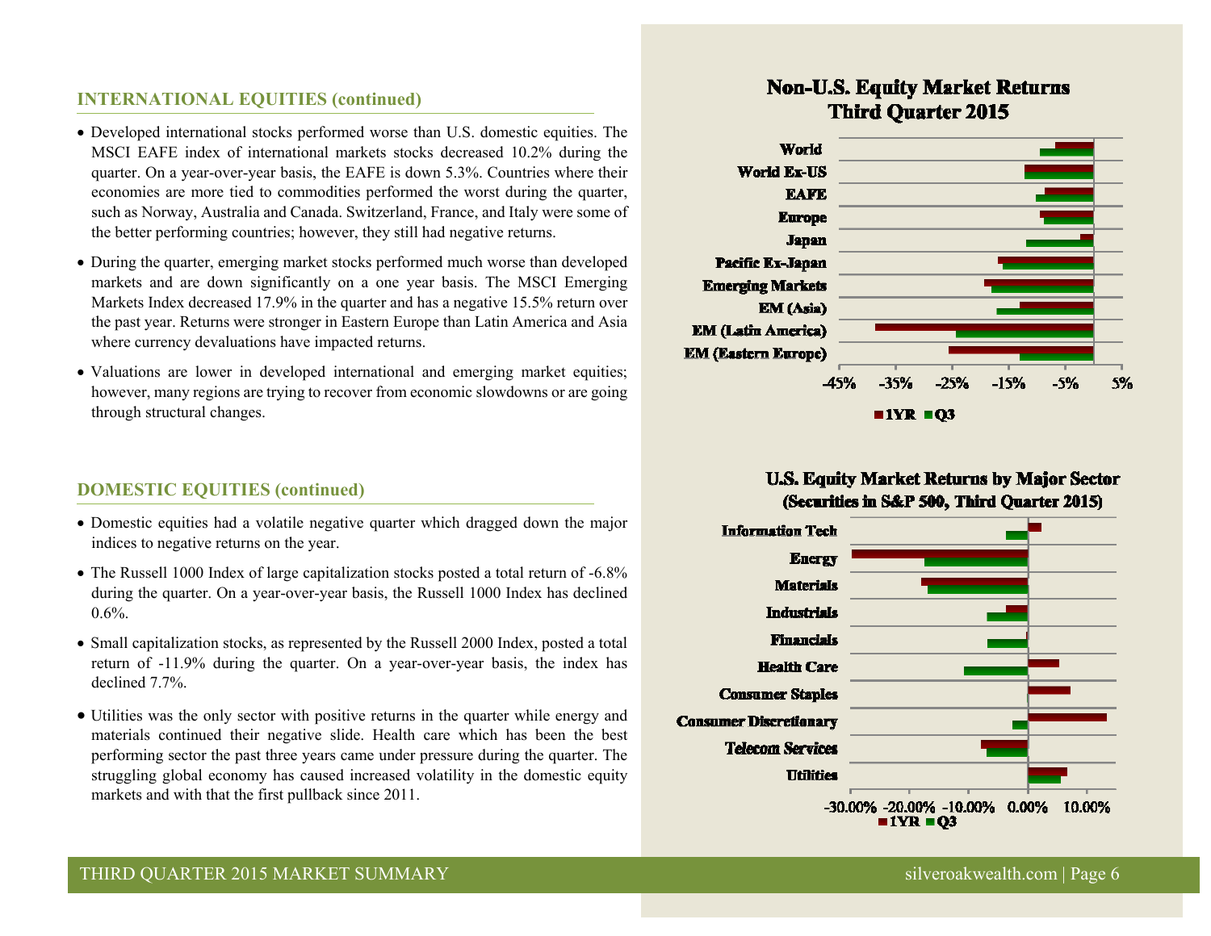## INTERNATIONAL EQUITIES (continued)

- Developed international stocks performed worse than U.S. domestic equities. The MSCI EAFE index of international markets stocks decreased 10.2% during the quarter. On a year-over-year basis, the EAFE is down 5.3%. Countries where their economies are more tied to commodities performed the worst during the quarter, such as Norway, Australia and Canada. Switzerland, France, and Italy were some of the better performing countries; however, they still had negative returns.
- During the quarter, emerging market stocks performed much worse than developed markets and are down significantly on a one year basis. The MSCI Emerging Markets Index decreased 17.9% in the quarter and has a negative 15.5% return over the past year. Returns were stronger in Eastern Europe than Latin America and Asia where currency devaluations have impacted returns.
- Valuations are lower in developed international and emerging market equities; however, many regions are trying to recover from economic slowdowns or are going through structural changes.

## DOMESTIC EQUITIES (continued)

- Domestic equities had a volatile negative quarter which dragged down the major indices to negative returns on the year.
- The Russell 1000 Index of large capitalization stocks posted a total return of -6.8% during the quarter. On a year-over-year basis, the Russell 1000 Index has declined 0.6%.
- Small capitalization stocks, as represented by the Russell 2000 Index, posted a total return of -11.9% during the quarter. On a year-over-year basis, the index has declined 7.7%.
- Utilities was the only sector with positive returns in the quarter while energy and materials continued their negative slide. Health care which has been the best performing sector the past three years came under pressure during the quarter. The struggling global economy has caused increased volatility in the domestic equity markets and with that the first pullback since 2011.

**Non-U.S. Equity Market Returns Third Quarter 2015**

Categories: World, World Ex-US, EAFE, Europe, Japan, Pacific Ex-Japan, Emerging Markets, EM (Asia), EM (Latin America), EM (Eastern Europe)

Axis: -45%, -35%, -25%, -15%, -5%, 5%

Legend: 1YR, Q3

**U.S. Equity Market Returns by Major Sector (Securities in S&P 500, Third Quarter 2015)**

Categories: Information Tech, Energy, Materials, Industrials, Financials, Health Care, Consumer Staples, Consumer Discretionary, Telecom Services, Utilities

Axis: -30.00%, -20.00%, -10.00%, 0.00%, 10.00%

Legend: 1YR, Q3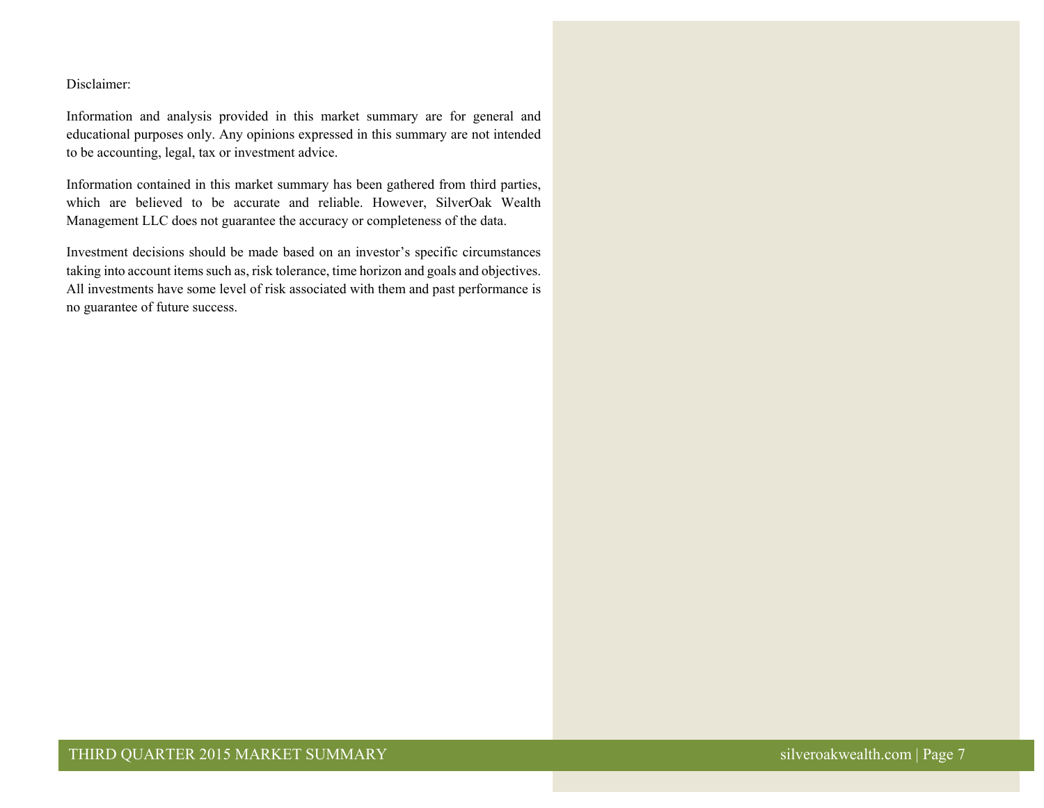Disclaimer:

Information and analysis provided in this market summary are for general and educational purposes only. Any opinions expressed in this summary are not intended to be accounting, legal, tax or investment advice.

Information contained in this market summary has been gathered from third parties, which are believed to be accurate and reliable. However, SilverOak Wealth Management LLC does not guarantee the accuracy or completeness of the data.

Investment decisions should be made based on an investor's specific circumstances taking into account items such as, risk tolerance, time horizon and goals and objectives. All investments have some level of risk associated with them and past performance is no guarantee of future success.